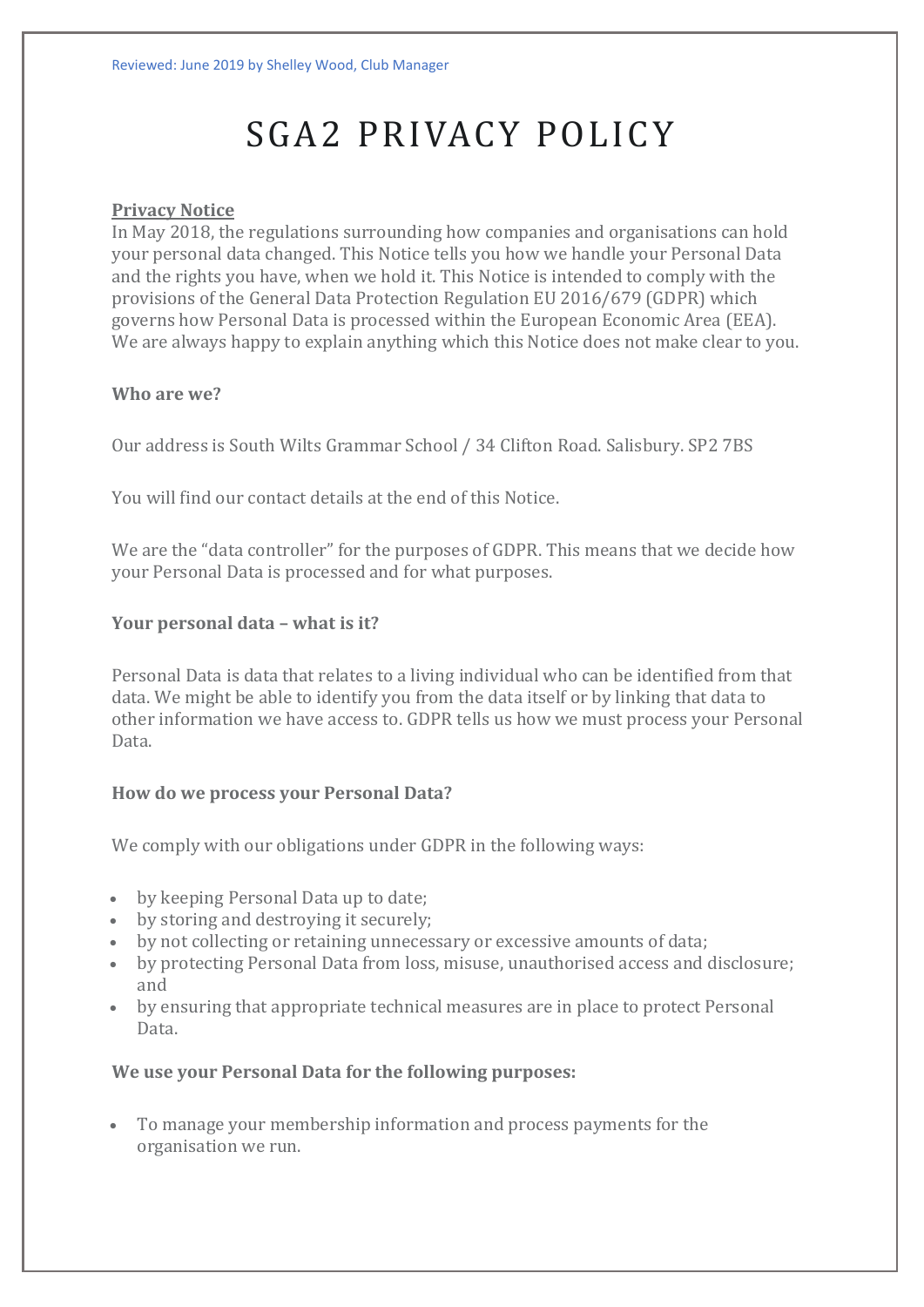Reviewed: June 2019 by Shelley Wood, Club Manager

# SGA2 PRIVACY POLICY

**Privacy Notice**

In May 2018, the regulations surrounding how companies and organisations can hold your personal data changed. This Notice tells you how we handle your Personal Data and the rights you have, when we hold it. This Notice is intended to comply with the provisions of the General Data Protection Regulation EU 2016/679 (GDPR) which governs how Personal Data is processed within the European Economic Area (EEA). We are always happy to explain anything which this Notice does not make clear to you.

### Who are we?

Our address is South Wilts Grammar School / 34 Clifton Road. Salisbury. SP2 7BS

You will find our contact details at the end of this Notice.

We are the "data controller" for the purposes of GDPR. This means that we decide how your Personal Data is processed and for what purposes.

### Your personal data – what is it?

Personal Data is data that relates to a living individual who can be identified from that data. We might be able to identify you from the data itself or by linking that data to other information we have access to. GDPR tells us how we must process your Personal Data.

### How do we process your Personal Data?

We comply with our obligations under GDPR in the following ways:

- by keeping Personal Data up to date;
- by storing and destroying it securely;
- by not collecting or retaining unnecessary or excessive amounts of data;
- by protecting Personal Data from loss, misuse, unauthorised access and disclosure; and
- by ensuring that appropriate technical measures are in place to protect Personal Data.

### We use your Personal Data for the following purposes:

- To manage your membership information and process payments for the organisation we run.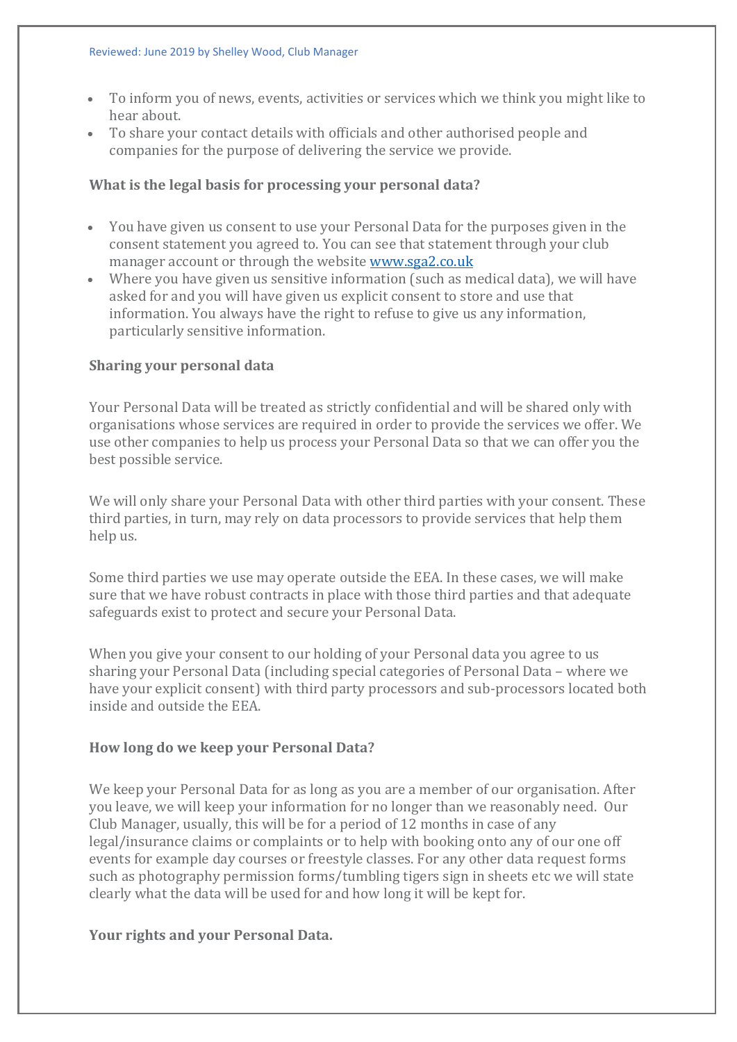- To inform you of news, events, activities or services which we think you might like to hear about.
- To share your contact details with officials and other authorised people and companies for the purpose of delivering the service we provide.

**What is the legal basis for processing your personal data?**

- You have given us consent to use your Personal Data for the purposes given in the consent statement you agreed to. You can see that statement through your club manager account or through the website [www.sga2.co.uk](http://www.sga2.co.uk)
- Where you have given us sensitive information (such as medical data), we will have asked for and you will have given us explicit consent to store and use that information. You always have the right to refuse to give us any information, particularly sensitive information.

**Sharing your personal data**

Your Personal Data will be treated as strictly confidential and will be shared only with organisations whose services are required in order to provide the services we offer. We use other companies to help us process your Personal Data so that we can offer you the best possible service.

We will only share your Personal Data with other third parties with your consent. These third parties, in turn, may rely on data processors to provide services that help them help us.

Some third parties we use may operate outside the EEA. In these cases, we will make sure that we have robust contracts in place with those third parties and that adequate safeguards exist to protect and secure your Personal Data.

When you give your consent to our holding of your Personal data you agree to us sharing your Personal Data (including special categories of Personal Data – where we have your explicit consent) with third party processors and sub-processors located both inside and outside the EEA.

**How long do we keep your Personal Data?**

We keep your Personal Data for as long as you are a member of our organisation. After you leave, we will keep your information for no longer than we reasonably need. Our Club Manager, usually, this will be for a period of 12 months in case of any legal/insurance claims or complaints or to help with booking onto any of our one off events for example day courses or freestyle classes. For any other data request forms such as photography permission forms/tumbling tigers sign in sheets etc we will state clearly what the data will be used for and how long it will be kept for.

**Your rights and your Personal Data.**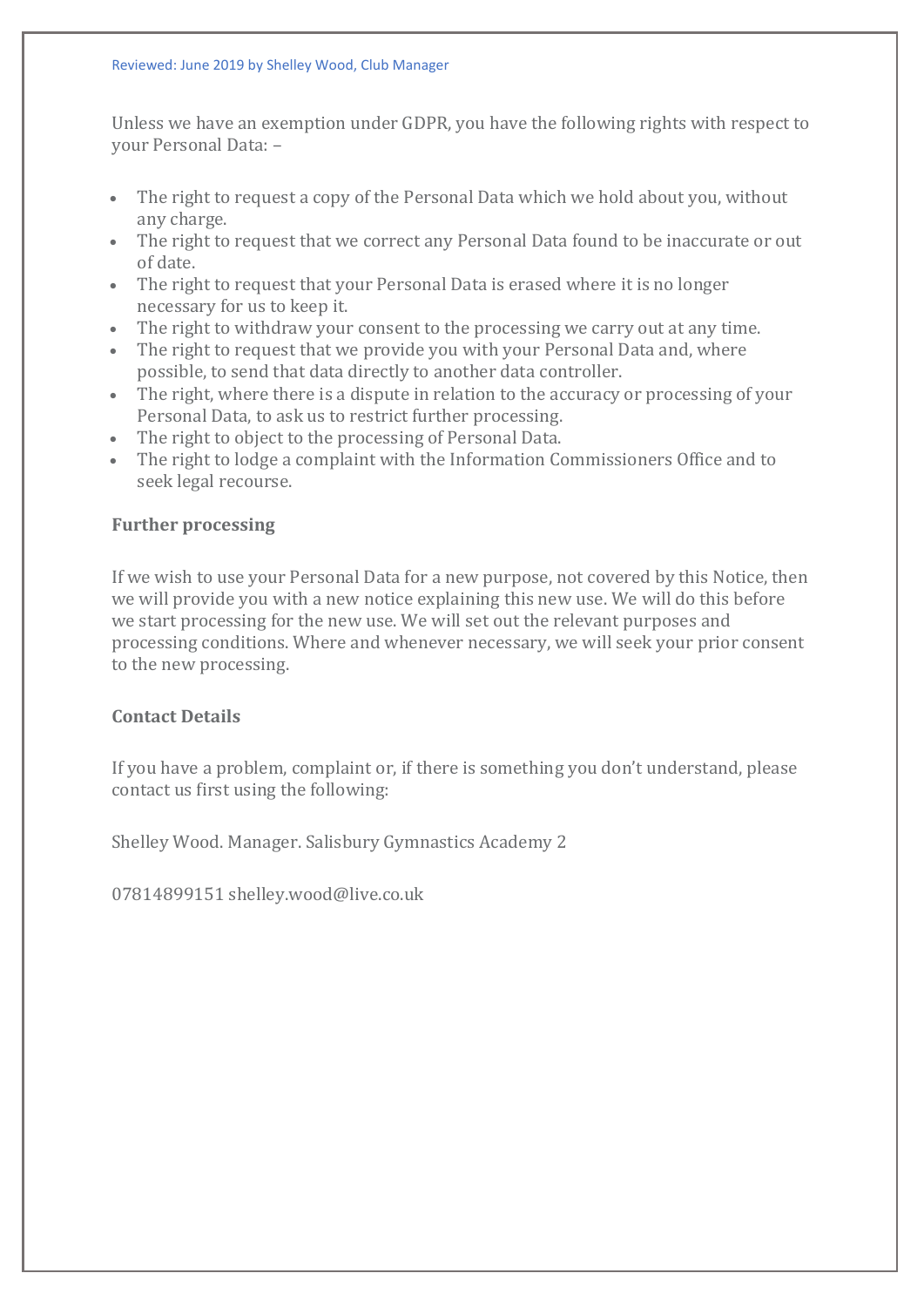Reviewed: June 2019 by Shelley Wood, Club Manager

Unless we have an exemption under GDPR, you have the following rights with respect to your Personal Data: –

- The right to request a copy of the Personal Data which we hold about you, without any charge.
- The right to request that we correct any Personal Data found to be inaccurate or out of date.
- The right to request that your Personal Data is erased where it is no longer necessary for us to keep it.
- The right to withdraw your consent to the processing we carry out at any time.
- The right to request that we provide you with your Personal Data and, where possible, to send that data directly to another data controller.
- The right, where there is a dispute in relation to the accuracy or processing of your Personal Data, to ask us to restrict further processing.
- The right to object to the processing of Personal Data.
- The right to lodge a complaint with the Information Commissioners Office and to seek legal recourse.

**Further processing**

If we wish to use your Personal Data for a new purpose, not covered by this Notice, then we will provide you with a new notice explaining this new use. We will do this before we start processing for the new use. We will set out the relevant purposes and processing conditions. Where and whenever necessary, we will seek your prior consent to the new processing.

**Contact Details**

If you have a problem, complaint or, if there is something you don't understand, please contact us first using the following:

Shelley Wood. Manager. Salisbury Gymnastics Academy 2

07814899151 shelley.wood@live.co.uk